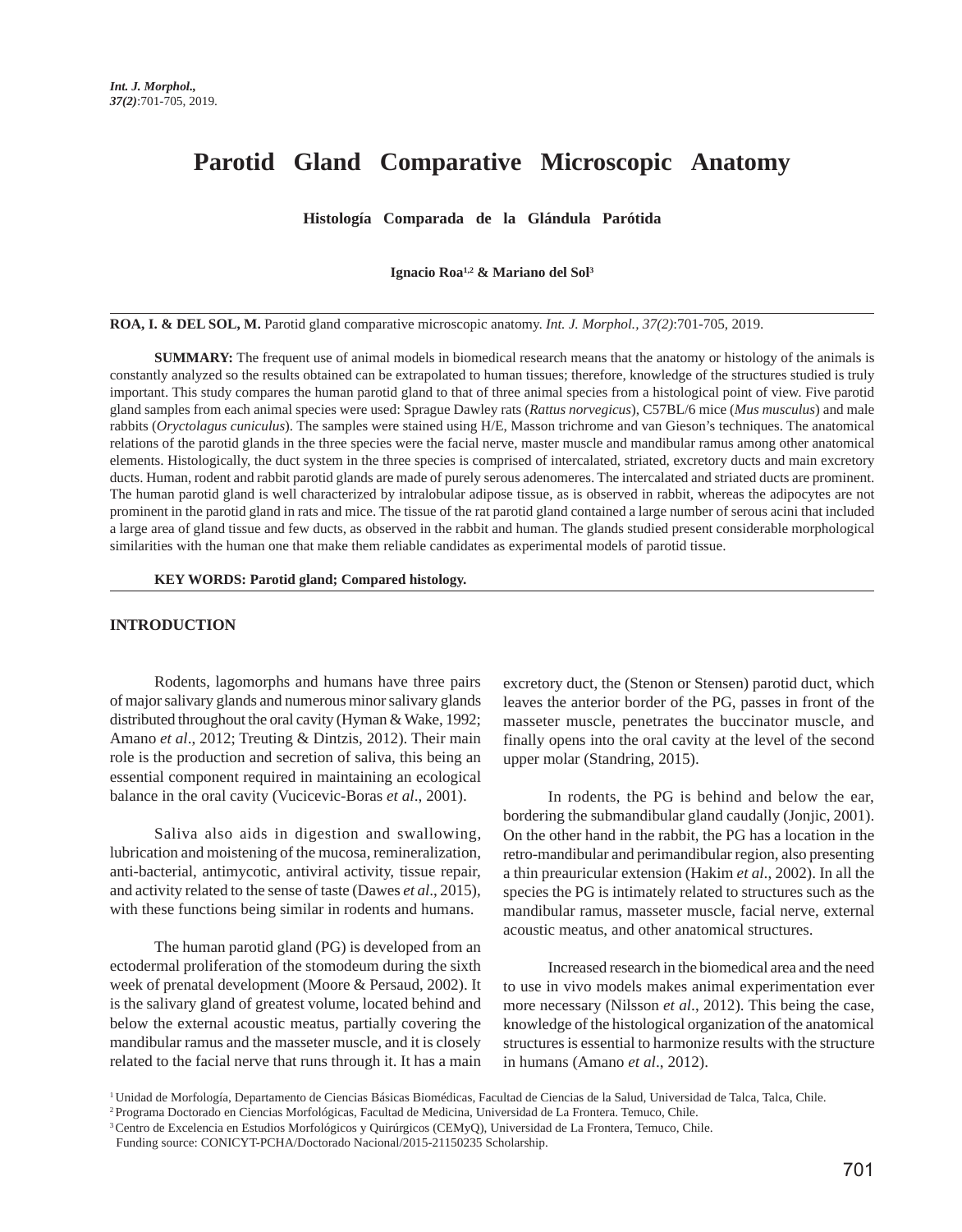# Parotid Gland Comparative Microscopic Anatomy

### Histología Comparada de la Glándula Parótida

**Ignacio Roa[1,2] & Mariano del Sol[3]**

**ROA, I. & DEL SOL, M.** Parotid gland comparative microscopic anatomy. *Int. J. Morphol., 37(2)*:701-705, 2019.

**SUMMARY:** The frequent use of animal models in biomedical research means that the anatomy or histology of the animals is constantly analyzed so the results obtained can be extrapolated to human tissues; therefore, knowledge of the structures studied is truly important. This study compares the human parotid gland to that of three animal species from a histological point of view. Five parotid gland samples from each animal species were used: Sprague Dawley rats (*Rattus norvegicus*), C57BL/6 mice (*Mus musculus*) and male rabbits (*Oryctolagus cuniculus*). The samples were stained using H/E, Masson trichrome and van Gieson's techniques. The anatomical relations of the parotid glands in the three species were the facial nerve, master muscle and mandibular ramus among other anatomical elements. Histologically, the duct system in the three species is comprised of intercalated, striated, excretory ducts and main excretory ducts. Human, rodent and rabbit parotid glands are made of purely serous adenomeres. The intercalated and striated ducts are prominent. The human parotid gland is well characterized by intralobular adipose tissue, as is observed in rabbit, whereas the adipocytes are not prominent in the parotid gland in rats and mice. The tissue of the rat parotid gland contained a large number of serous acini that included a large area of gland tissue and few ducts, as observed in the rabbit and human. The glands studied present considerable morphological similarities with the human one that make them reliable candidates as experimental models of parotid tissue.

**KEY WORDS: Parotid gland; Compared histology.**

## INTRODUCTION

Rodents, lagomorphs and humans have three pairs of major salivary glands and numerous minor salivary glands distributed throughout the oral cavity (Hyman & Wake, 1992; Amano *et al*., 2012; Treuting & Dintzis, 2012). Their main role is the production and secretion of saliva, this being an essential component required in maintaining an ecological balance in the oral cavity (Vucicevic-Boras *et al*., 2001).

Saliva also aids in digestion and swallowing, lubrication and moistening of the mucosa, remineralization, anti-bacterial, antimycotic, antiviral activity, tissue repair, and activity related to the sense of taste (Dawes *et al*., 2015), with these functions being similar in rodents and humans.

The human parotid gland (PG) is developed from an ectodermal proliferation of the stomodeum during the sixth week of prenatal development (Moore & Persaud, 2002). It is the salivary gland of greatest volume, located behind and below the external acoustic meatus, partially covering the mandibular ramus and the masseter muscle, and it is closely related to the facial nerve that runs through it. It has a main excretory duct, the (Stenon or Stensen) parotid duct, which leaves the anterior border of the PG, passes in front of the masseter muscle, penetrates the buccinator muscle, and finally opens into the oral cavity at the level of the second upper molar (Standring, 2015).

In rodents, the PG is behind and below the ear, bordering the submandibular gland caudally (Jonjic, 2001). On the other hand in the rabbit, the PG has a location in the retro-mandibular and perimandibular region, also presenting a thin preauricular extension (Hakim *et al*., 2002). In all the species the PG is intimately related to structures such as the mandibular ramus, masseter muscle, facial nerve, external acoustic meatus, and other anatomical structures.

Increased research in the biomedical area and the need to use in vivo models makes animal experimentation ever more necessary (Nilsson *et al*., 2012). This being the case, knowledge of the histological organization of the anatomical structures is essential to harmonize results with the structure in humans (Amano *et al*., 2012).

[1] Unidad de Morfología, Departamento de Ciencias Básicas Biomédicas, Facultad de Ciencias de la Salud, Universidad de Talca, Talca, Chile.
[2] Programa Doctorado en Ciencias Morfológicas, Facultad de Medicina, Universidad de La Frontera. Temuco, Chile.
[3] Centro de Excelencia en Estudios Morfológicos y Quirúrgicos (CEMyQ), Universidad de La Frontera, Temuco, Chile.
Funding source: CONICYT-PCHA/Doctorado Nacional/2015-21150235 Scholarship.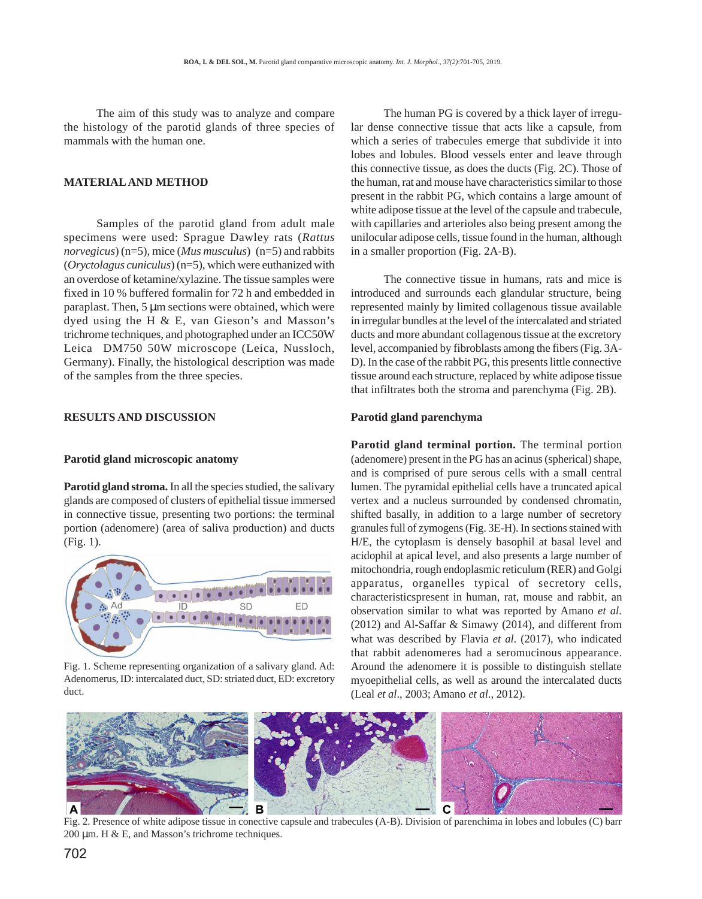The aim of this study was to analyze and compare the histology of the parotid glands of three species of mammals with the human one.

## MATERIAL AND METHOD

Samples of the parotid gland from adult male specimens were used: Sprague Dawley rats (*Rattus norvegicus*) (n=5), mice (*Mus musculus*) (n=5) and rabbits (*Oryctolagus cuniculus*) (n=5), which were euthanized with an overdose of ketamine/xylazine. The tissue samples were fixed in 10 % buffered formalin for 72 h and embedded in paraplast. Then, 5 μm sections were obtained, which were dyed using the H & E, van Gieson's and Masson's trichrome techniques, and photographed under an ICC50W Leica DM750 50W microscope (Leica, Nussloch, Germany). Finally, the histological description was made of the samples from the three species.

## RESULTS AND DISCUSSION

### Parotid gland microscopic anatomy

**Parotid gland stroma.** In all the species studied, the salivary glands are composed of clusters of epithelial tissue immersed in connective tissue, presenting two portions: the terminal portion (adenomere) (area of saliva production) and ducts (Fig. 1).

Fig. 1. Scheme representing organization of a salivary gland. Ad: Adenomerus, ID: intercalated duct, SD: striated duct, ED: excretory duct.

The human PG is covered by a thick layer of irregular dense connective tissue that acts like a capsule, from which a series of trabecules emerge that subdivide it into lobes and lobules. Blood vessels enter and leave through this connective tissue, as does the ducts (Fig. 2C). Those of the human, rat and mouse have characteristics similar to those present in the rabbit PG, which contains a large amount of white adipose tissue at the level of the capsule and trabecule, with capillaries and arterioles also being present among the unilocular adipose cells, tissue found in the human, although in a smaller proportion (Fig. 2A-B).

The connective tissue in humans, rats and mice is introduced and surrounds each glandular structure, being represented mainly by limited collagenous tissue available in irregular bundles at the level of the intercalated and striated ducts and more abundant collagenous tissue at the excretory level, accompanied by fibroblasts among the fibers (Fig. 3A-D). In the case of the rabbit PG, this presents little connective tissue around each structure, replaced by white adipose tissue that infiltrates both the stroma and parenchyma (Fig. 2B).

### Parotid gland parenchyma

**Parotid gland terminal portion.** The terminal portion (adenomere) present in the PG has an acinus (spherical) shape, and is comprised of pure serous cells with a small central lumen. The pyramidal epithelial cells have a truncated apical vertex and a nucleus surrounded by condensed chromatin, shifted basally, in addition to a large number of secretory granules full of zymogens (Fig. 3E-H). In sections stained with H/E, the cytoplasm is densely basophil at basal level and acidophil at apical level, and also presents a large number of mitochondria, rough endoplasmic reticulum (RER) and Golgi apparatus, organelles typical of secretory cells, characteristicspresent in human, rat, mouse and rabbit, an observation similar to what was reported by Amano *et al*. (2012) and Al-Saffar & Simawy (2014), and different from what was described by Flavia *et al*. (2017), who indicated that rabbit adenomeres had a seromucinous appearance. Around the adenomere it is possible to distinguish stellate myoepithelial cells, as well as around the intercalated ducts (Leal *et al*., 2003; Amano *et al*., 2012).

Fig. 2. Presence of white adipose tissue in conective capsule and trabecules (A-B). Division of parenchima in lobes and lobules (C) barr 200 μm. H & E, and Masson's trichrome techniques.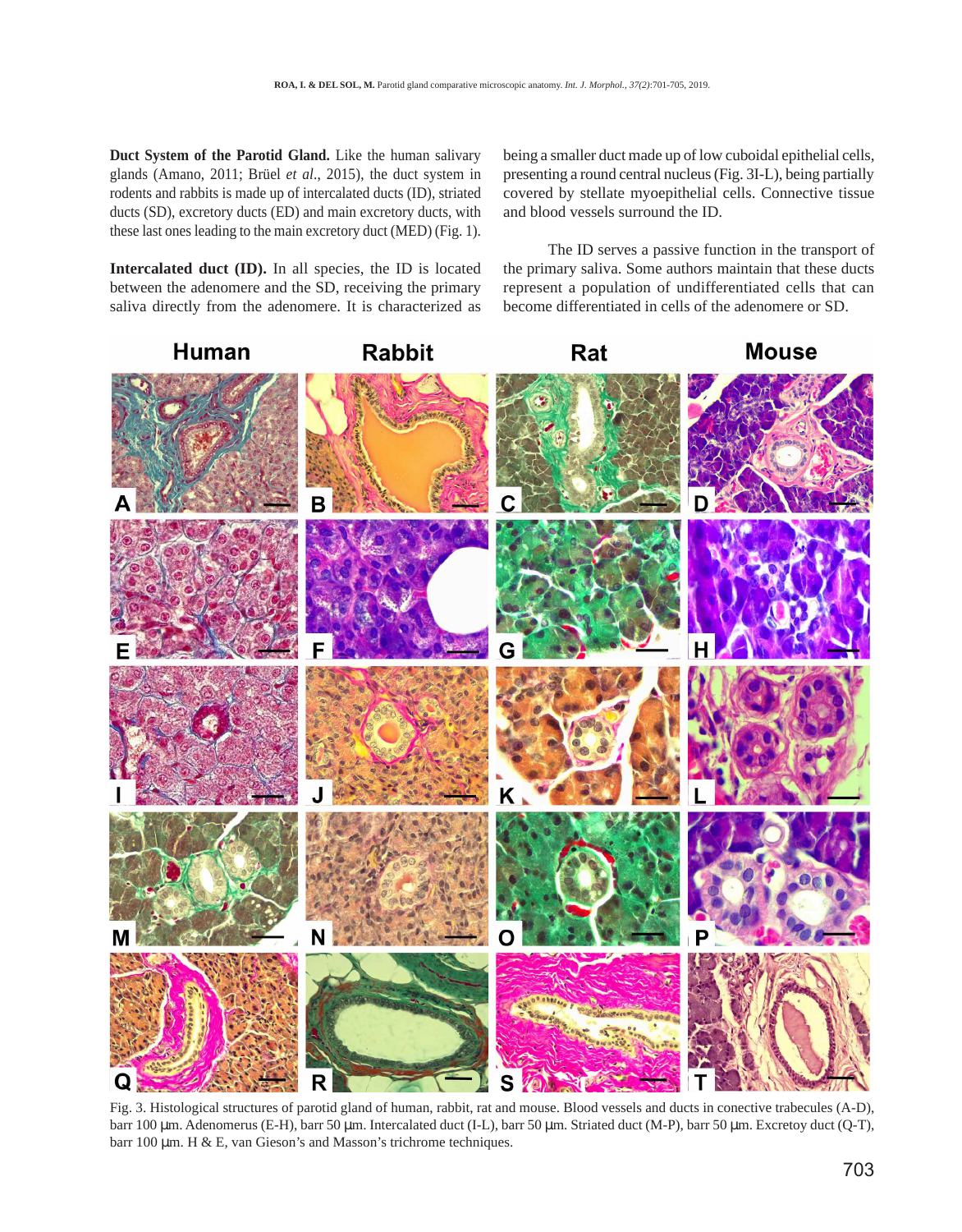**Duct System of the Parotid Gland.** Like the human salivary glands (Amano, 2011; Brüel *et al*., 2015), the duct system in rodents and rabbits is made up of intercalated ducts (ID), striated ducts (SD), excretory ducts (ED) and main excretory ducts, with these last ones leading to the main excretory duct (MED) (Fig. 1).

**Intercalated duct (ID).** In all species, the ID is located between the adenomere and the SD, receiving the primary saliva directly from the adenomere. It is characterized as being a smaller duct made up of low cuboidal epithelial cells, presenting a round central nucleus (Fig. 3I-L), being partially covered by stellate myoepithelial cells. Connective tissue and blood vessels surround the ID.

The ID serves a passive function in the transport of the primary saliva. Some authors maintain that these ducts represent a population of undifferentiated cells that can become differentiated in cells of the adenomere or SD.

Fig. 3. Histological structures of parotid gland of human, rabbit, rat and mouse. Blood vessels and ducts in conective trabecules (A-D), barr 100 µm. Adenomerus (E-H), barr 50 µm. Intercalated duct (I-L), barr 50 µm. Striated duct (M-P), barr 50 µm. Excretoy duct (Q-T), barr 100 µm. H & E, van Gieson's and Masson's trichrome techniques.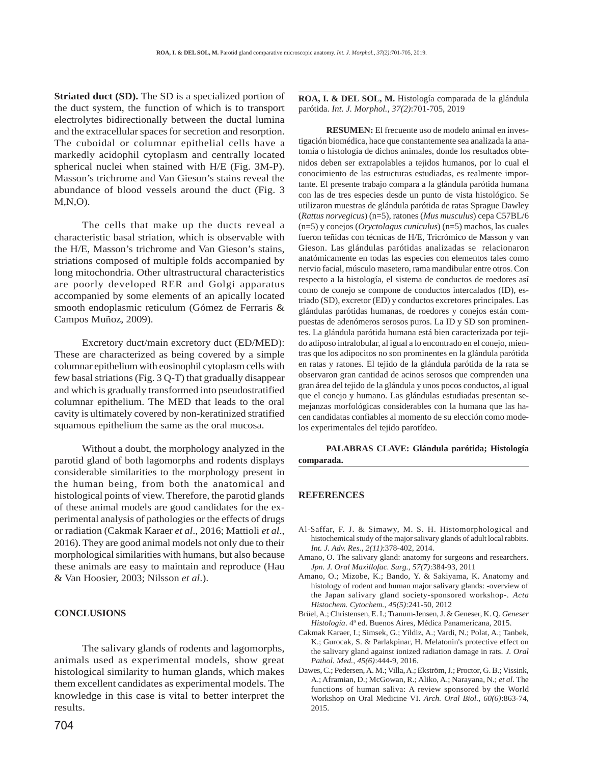**Striated duct (SD).** The SD is a specialized portion of the duct system, the function of which is to transport electrolytes bidirectionally between the ductal lumina and the extracellular spaces for secretion and resorption. The cuboidal or columnar epithelial cells have a markedly acidophil cytoplasm and centrally located spherical nuclei when stained with H/E (Fig. 3M-P). Masson's trichrome and Van Gieson's stains reveal the abundance of blood vessels around the duct (Fig. 3 M,N,O).

The cells that make up the ducts reveal a characteristic basal striation, which is observable with the H/E, Masson's trichrome and Van Gieson's stains, striations composed of multiple folds accompanied by long mitochondria. Other ultrastructural characteristics are poorly developed RER and Golgi apparatus accompanied by some elements of an apically located smooth endoplasmic reticulum (Gómez de Ferraris & Campos Muñoz, 2009).

Excretory duct/main excretory duct (ED/MED): These are characterized as being covered by a simple columnar epithelium with eosinophil cytoplasm cells with few basal striations (Fig. 3 Q-T) that gradually disappear and which is gradually transformed into pseudostratified columnar epithelium. The MED that leads to the oral cavity is ultimately covered by non-keratinized stratified squamous epithelium the same as the oral mucosa.

Without a doubt, the morphology analyzed in the parotid gland of both lagomorphs and rodents displays considerable similarities to the morphology present in the human being, from both the anatomical and histological points of view. Therefore, the parotid glands of these animal models are good candidates for the experimental analysis of pathologies or the effects of drugs or radiation (Cakmak Karaer *et al*., 2016; Mattioli *et al*., 2016). They are good animal models not only due to their morphological similarities with humans, but also because these animals are easy to maintain and reproduce (Hau & Van Hoosier, 2003; Nilsson *et al*.).

## CONCLUSIONS

The salivary glands of rodents and lagomorphs, animals used as experimental models, show great histological similarity to human glands, which makes them excellent candidates as experimental models. The knowledge in this case is vital to better interpret the results.

**ROA, I. & DEL SOL, M.** Histología comparada de la glándula parótida. *Int. J. Morphol., 37(2)*:701-705, 2019

**RESUMEN:** El frecuente uso de modelo animal en investigación biomédica, hace que constantemente sea analizada la anatomía o histología de dichos animales, donde los resultados obtenidos deben ser extrapolables a tejidos humanos, por lo cual el conocimiento de las estructuras estudiadas, es realmente importante. El presente trabajo compara a la glándula parótida humana con las de tres especies desde un punto de vista histológico. Se utilizaron muestras de glándula parótida de ratas Sprague Dawley (*Rattus norvegicus*) (n=5), ratones (*Mus musculus*) cepa C57BL/6 (n=5) y conejos (*Oryctolagus cuniculus*) (n=5) machos, las cuales fueron teñidas con técnicas de H/E, Tricrómico de Masson y van Gieson. Las glándulas parótidas analizadas se relacionaron anatómicamente en todas las especies con elementos tales como nervio facial, músculo masetero, rama mandibular entre otros. Con respecto a la histología, el sistema de conductos de roedores así como de conejo se compone de conductos intercalados (ID), estriado (SD), excretor (ED) y conductos excretores principales. Las glándulas parótidas humanas, de roedores y conejos están compuestas de adenómeros serosos puros. La ID y SD son prominentes. La glándula parótida humana está bien caracterizada por tejido adiposo intralobular, al igual a lo encontrado en el conejo, mientras que los adipocitos no son prominentes en la glándula parótida en ratas y ratones. El tejido de la glándula parótida de la rata se observaron gran cantidad de acinos serosos que comprenden una gran área del tejido de la glándula y unos pocos conductos, al igual que el conejo y humano. Las glándulas estudiadas presentan semejanzas morfológicas considerables con la humana que las hacen candidatas confiables al momento de su elección como modelos experimentales del tejido parotídeo.

**PALABRAS CLAVE: Glándula parótida; Histología comparada.**

## REFERENCES

Al-Saffar, F. J. & Simawy, M. S. H. Histomorphological and histochemical study of the major salivary glands of adult local rabbits. *Int. J. Adv. Res., 2(11)*:378-402, 2014.

Amano, O. The salivary gland: anatomy for surgeons and researchers. *Jpn. J. Oral Maxillofac. Surg., 57(7)*:384-93, 2011

Amano, O.; Mizobe, K.; Bando, Y. & Sakiyama, K. Anatomy and histology of rodent and human major salivary glands: -overview of the Japan salivary gland society-sponsored workshop-. *Acta Histochem. Cytochem., 45(5)*:241-50, 2012

Brüel, A.; Christensen, E. I.; Tranum-Jensen, J. & Geneser, K. Q. *Geneser Histología*. 4ª ed. Buenos Aires, Médica Panamericana, 2015.

Cakmak Karaer, I.; Simsek, G.; Yildiz, A.; Vardi, N.; Polat, A.; Tanbek, K.; Gurocak, S. & Parlakpinar, H. Melatonin's protective effect on the salivary gland against ionized radiation damage in rats. *J. Oral Pathol. Med., 45(6)*:444-9, 2016.

Dawes, C.; Pedersen, A. M.; Villa, A.; Ekström, J.; Proctor, G. B.; Vissink, A.; Aframian, D.; McGowan, R.; Aliko, A.; Narayana, N.; *et al*. The functions of human saliva: A review sponsored by the World Workshop on Oral Medicine VI. *Arch. Oral Biol., 60(6)*:863-74, 2015.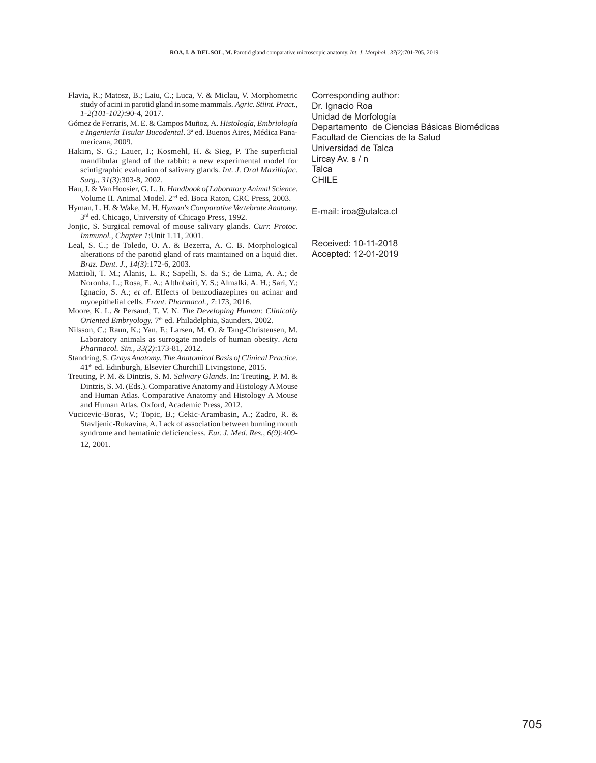Flavia, R.; Matosz, B.; Laiu, C.; Luca, V. & Miclau, V. Morphometric study of acini in parotid gland in some mammals. *Agric. Stiint. Pract., 1-2(101-102)*:90-4, 2017.

Gómez de Ferraris, M. E. & Campos Muñoz, A. *Histología, Embriología e Ingeniería Tisular Bucodental*. 3ª ed. Buenos Aires, Médica Panamericana, 2009.

Hakim, S. G.; Lauer, I.; Kosmehl, H. & Sieg, P. The superficial mandibular gland of the rabbit: a new experimental model for scintigraphic evaluation of salivary glands. *Int. J. Oral Maxillofac. Surg., 31(3)*:303-8, 2002.

Hau, J. & Van Hoosier, G. L. Jr. *Handbook of Laboratory Animal Science*. Volume II. Animal Model. 2nd ed. Boca Raton, CRC Press, 2003.

Hyman, L. H. & Wake, M. H. *Hyman's Comparative Vertebrate Anatomy*. 3rd ed. Chicago, University of Chicago Press, 1992.

Jonjic, S. Surgical removal of mouse salivary glands. *Curr. Protoc. Immunol., Chapter 1*:Unit 1.11, 2001.

Leal, S. C.; de Toledo, O. A. & Bezerra, A. C. B. Morphological alterations of the parotid gland of rats maintained on a liquid diet. *Braz. Dent. J., 14(3)*:172-6, 2003.

Mattioli, T. M.; Alanis, L. R.; Sapelli, S. da S.; de Lima, A. A.; de Noronha, L.; Rosa, E. A.; Althobaiti, Y. S.; Almalki, A. H.; Sari, Y.; Ignacio, S. A.; *et al*. Effects of benzodiazepines on acinar and myoepithelial cells. *Front. Pharmacol., 7*:173, 2016.

Moore, K. L. & Persaud, T. V. N. *The Developing Human: Clinically Oriented Embryology.* 7th ed. Philadelphia, Saunders, 2002.

Nilsson, C.; Raun, K.; Yan, F.; Larsen, M. O. & Tang-Christensen, M. Laboratory animals as surrogate models of human obesity. *Acta Pharmacol. Sin., 33(2)*:173-81, 2012.

Standring, S. *Grays Anatomy. The Anatomical Basis of Clinical Practice*. 41th ed. Edinburgh, Elsevier Churchill Livingstone, 2015.

Treuting, P. M. & Dintzis, S. M. *Salivary Glands*. In: Treuting, P. M. & Dintzis, S. M. (Eds.). Comparative Anatomy and Histology A Mouse and Human Atlas. Comparative Anatomy and Histology A Mouse and Human Atlas. Oxford, Academic Press, 2012.

Vucicevic-Boras, V.; Topic, B.; Cekic-Arambasin, A.; Zadro, R. & Stavljenic-Rukavina, A. Lack of association between burning mouth syndrome and hematinic deficienciess. *Eur. J. Med. Res., 6(9)*:409-12, 2001.

Corresponding author:
Dr. Ignacio Roa
Unidad de Morfología
Departamento de Ciencias Básicas Biomédicas
Facultad de Ciencias de la Salud
Universidad de Talca
Lircay Av. s / n
Talca
CHILE

E-mail: iroa@utalca.cl

Received: 10-11-2018
Accepted: 12-01-2019